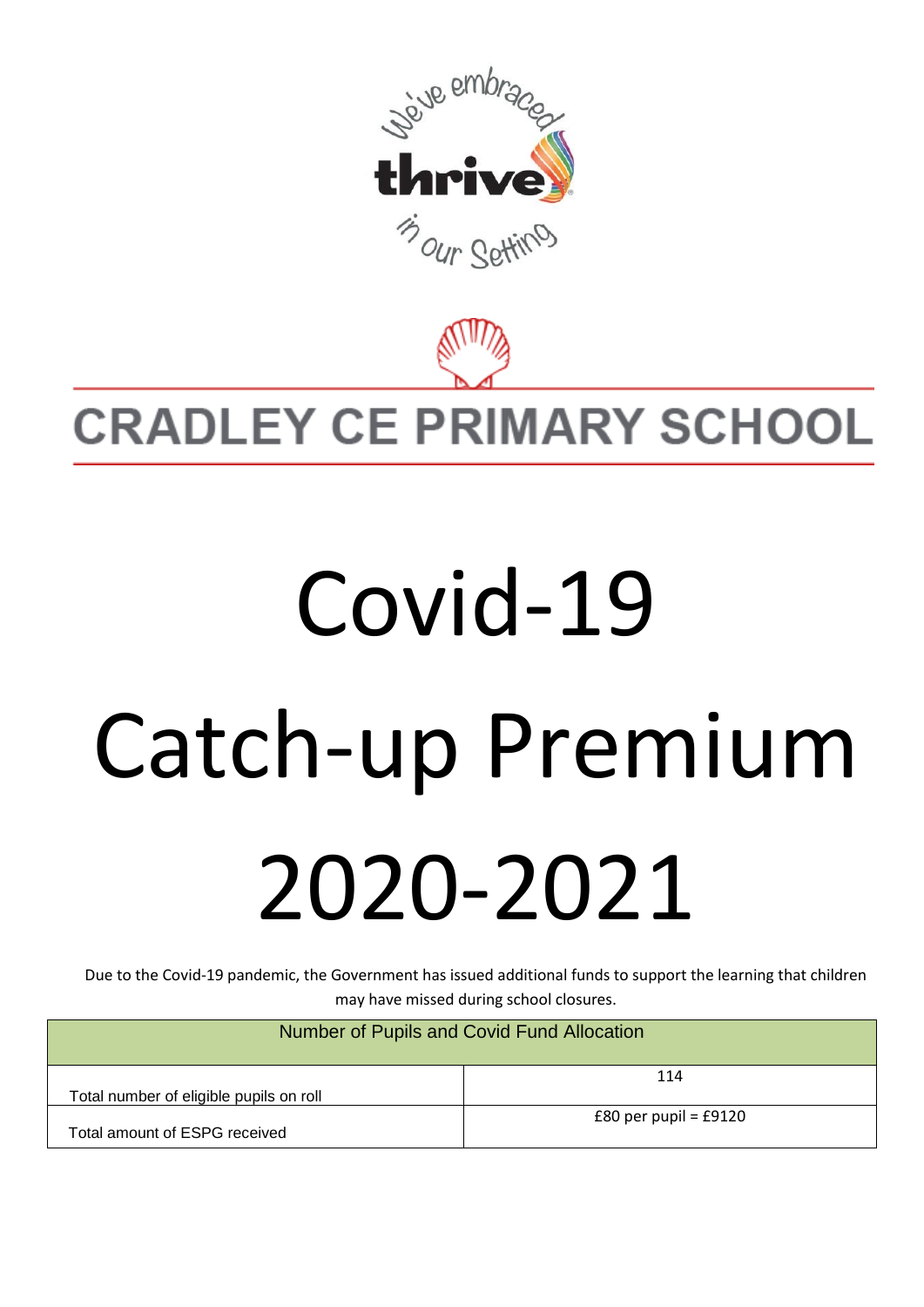We've embraced thrive in our setting

# CRADLEY CE PRIMARY SCHOOL

# Covid-19 Catch-up Premium 2020-2021

Due to the Covid-19 pandemic, the Government has issued additional funds to support the learning that children may have missed during school closures.

| Number of Pupils and Covid Fund Allocation | |
|---|---|
| Total number of eligible pupils on roll | 114 |
| Total amount of ESPG received | £80 per pupil = £9120 |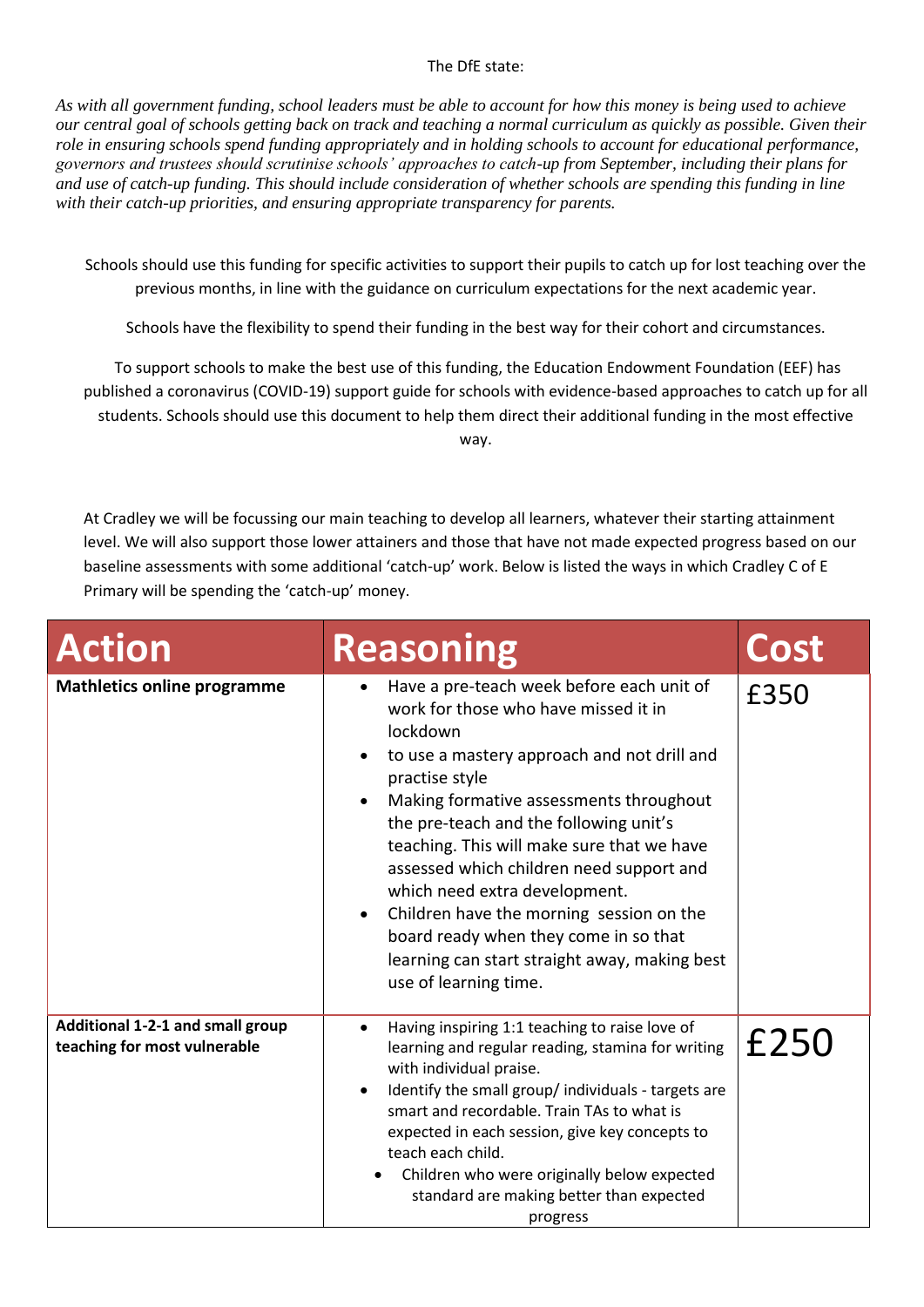The DfE state:

*As with all government funding, school leaders must be able to account for how this money is being used to achieve our central goal of schools getting back on track and teaching a normal curriculum as quickly as possible. Given their role in ensuring schools spend funding appropriately and in holding schools to account for educational performance, governors and trustees should scrutinise schools' approaches to catch-up from September, including their plans for and use of catch-up funding. This should include consideration of whether schools are spending this funding in line with their catch-up priorities, and ensuring appropriate transparency for parents.*

Schools should use this funding for specific activities to support their pupils to catch up for lost teaching over the previous months, in line with the guidance on curriculum expectations for the next academic year.

Schools have the flexibility to spend their funding in the best way for their cohort and circumstances.

To support schools to make the best use of this funding, the Education Endowment Foundation (EEF) has published a coronavirus (COVID-19) support guide for schools with evidence-based approaches to catch up for all students. Schools should use this document to help them direct their additional funding in the most effective way.

At Cradley we will be focussing our main teaching to develop all learners, whatever their starting attainment level. We will also support those lower attainers and those that have not made expected progress based on our baseline assessments with some additional 'catch-up' work. Below is listed the ways in which Cradley C of E Primary will be spending the 'catch-up' money.

| Action | Reasoning | Cost |
| --- | --- | --- |
| **Mathletics online programme** | • Have a pre-teach week before each unit of work for those who have missed it in lockdown<br>• to use a mastery approach and not drill and practise style<br>• Making formative assessments throughout the pre-teach and the following unit's teaching. This will make sure that we have assessed which children need support and which need extra development.<br>• Children have the morning session on the board ready when they come in so that learning can start straight away, making best use of learning time. | £350 |
| **Additional 1-2-1 and small group teaching for most vulnerable** | • Having inspiring 1:1 teaching to raise love of learning and regular reading, stamina for writing with individual praise.<br>• Identify the small group/ individuals - targets are smart and recordable. Train TAs to what is expected in each session, give key concepts to teach each child.<br>• Children who were originally below expected standard are making better than expected progress | £250 |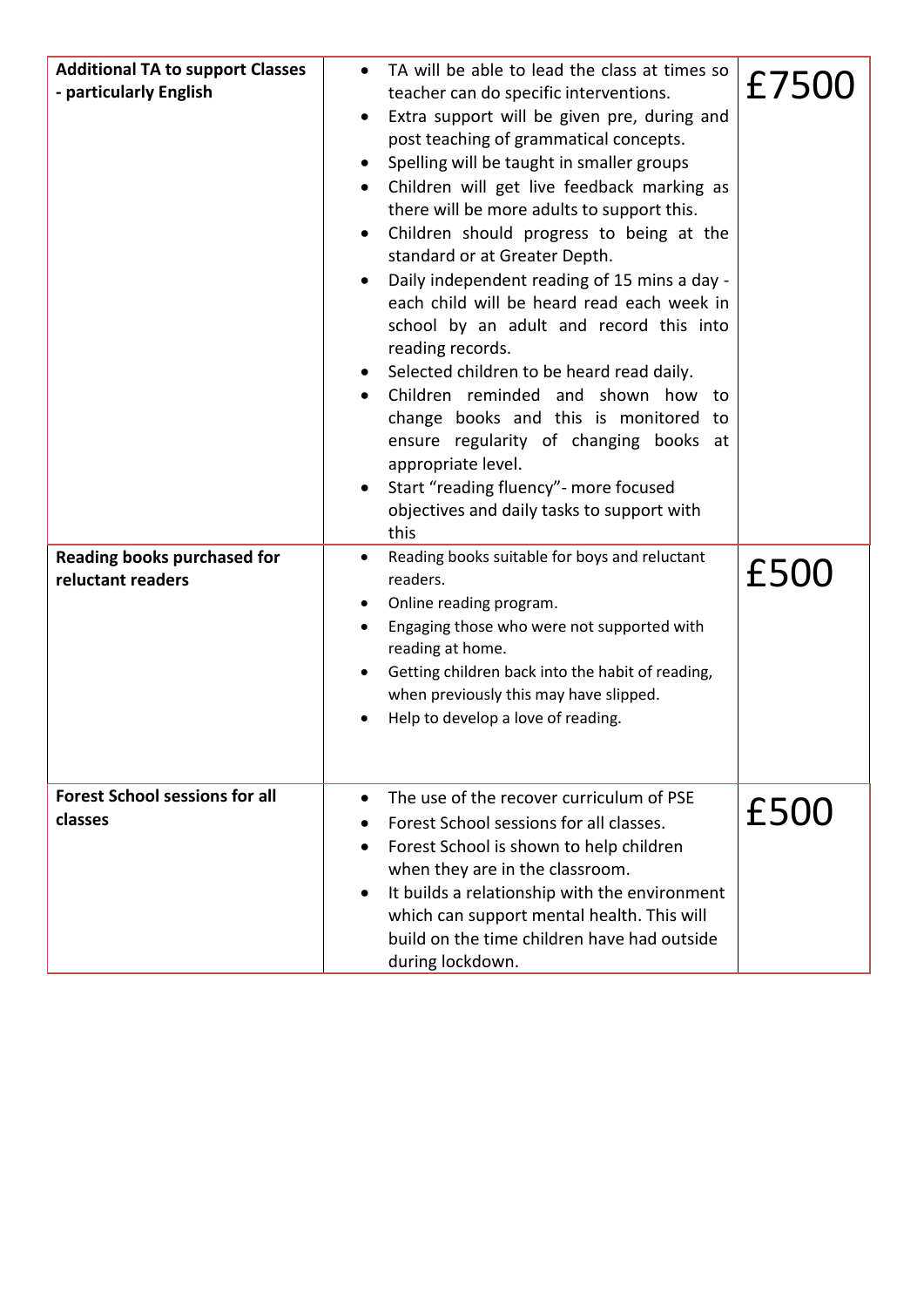| | | |
|---|---|---|
| **Additional TA to support Classes - particularly English** | • TA will be able to lead the class at times so teacher can do specific interventions.<br>• Extra support will be given pre, during and post teaching of grammatical concepts.<br>• Spelling will be taught in smaller groups<br>• Children will get live feedback marking as there will be more adults to support this.<br>• Children should progress to being at the standard or at Greater Depth.<br>• Daily independent reading of 15 mins a day - each child will be heard read each week in school by an adult and record this into reading records.<br>• Selected children to be heard read daily.<br>• Children reminded and shown how to change books and this is monitored to ensure regularity of changing books at appropriate level.<br>• Start "reading fluency"- more focused objectives and daily tasks to support with this | £7500 |
| **Reading books purchased for reluctant readers** | • Reading books suitable for boys and reluctant readers.<br>• Online reading program.<br>• Engaging those who were not supported with reading at home.<br>• Getting children back into the habit of reading, when previously this may have slipped.<br>• Help to develop a love of reading. | £500 |
| **Forest School sessions for all classes** | • The use of the recover curriculum of PSE<br>• Forest School sessions for all classes.<br>• Forest School is shown to help children when they are in the classroom.<br>• It builds a relationship with the environment which can support mental health. This will build on the time children have had outside during lockdown. | £500 |